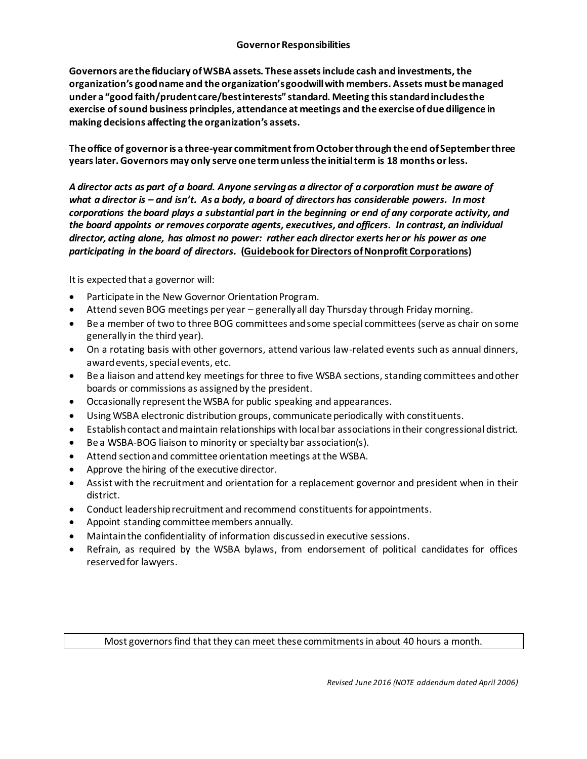## Governor Responsibilities

**Governors are the fiduciary of WSBA assets. These assets include cash and investments, the organization's good name and the organization's goodwill with members. Assets must be managed under a "good faith/prudent care/best interests" standard. Meeting this standard includes the exercise of sound business principles, attendance at meetings and the exercise of due diligence in making decisions affecting the organization's assets.**

**The office of governor is a three-year commitment from October through the end of September three years later. Governors may only serve one term unless the initial term is 18 months or less.**

***A director acts as part of a board. Anyone serving as a director of a corporation must be aware of what a director is – and isn't. As a body, a board of directors has considerable powers. In most corporations the board plays a substantial part in the beginning or end of any corporate activity, and the board appoints or removes corporate agents, executives, and officers. In contrast, an individual director, acting alone, has almost no power: rather each director exerts her or his power as one participating in the board of directors.*** **(Guidebook for Directors of Nonprofit Corporations)**

It is expected that a governor will:

- Participate in the New Governor Orientation Program.
- Attend seven BOG meetings per year – generally all day Thursday through Friday morning.
- Be a member of two to three BOG committees and some special committees (serve as chair on some generally in the third year).
- On a rotating basis with other governors, attend various law-related events such as annual dinners, award events, special events, etc.
- Be a liaison and attend key meetings for three to five WSBA sections, standing committees and other boards or commissions as assigned by the president.
- Occasionally represent the WSBA for public speaking and appearances.
- Using WSBA electronic distribution groups, communicate periodically with constituents.
- Establish contact and maintain relationships with local bar associations in their congressional district.
- Be a WSBA-BOG liaison to minority or specialty bar association(s).
- Attend section and committee orientation meetings at the WSBA.
- Approve the hiring of the executive director.
- Assist with the recruitment and orientation for a replacement governor and president when in their district.
- Conduct leadership recruitment and recommend constituents for appointments.
- Appoint standing committee members annually.
- Maintain the confidentiality of information discussed in executive sessions.
- Refrain, as required by the WSBA bylaws, from endorsement of political candidates for offices reserved for lawyers.

Most governors find that they can meet these commitments in about 40 hours a month.

*Revised June 2016 (NOTE addendum dated April 2006)*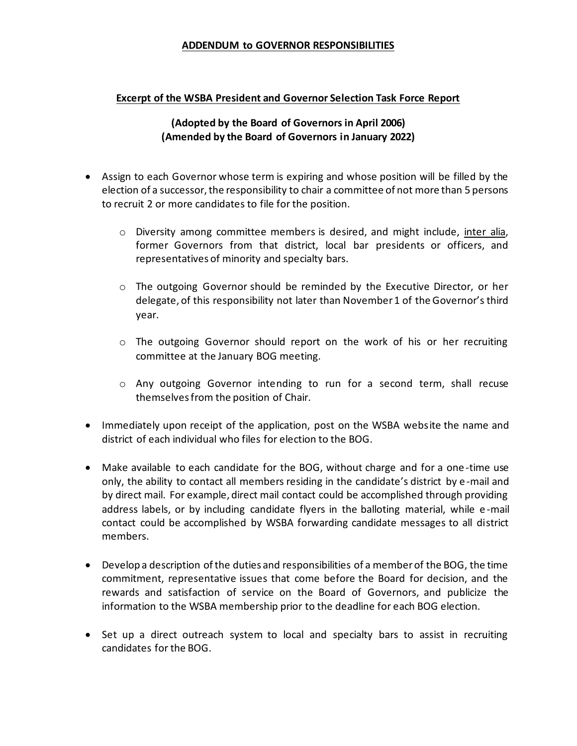## ADDENDUM to GOVERNOR RESPONSIBILITIES

### Excerpt of the WSBA President and Governor Selection Task Force Report

**(Adopted by the Board of Governors in April 2006)**
**(Amended by the Board of Governors in January 2022)**

- Assign to each Governor whose term is expiring and whose position will be filled by the election of a successor, the responsibility to chair a committee of not more than 5 persons to recruit 2 or more candidates to file for the position.
    - Diversity among committee members is desired, and might include, inter alia, former Governors from that district, local bar presidents or officers, and representatives of minority and specialty bars.
    - The outgoing Governor should be reminded by the Executive Director, or her delegate, of this responsibility not later than November 1 of the Governor's third year.
    - The outgoing Governor should report on the work of his or her recruiting committee at the January BOG meeting.
    - Any outgoing Governor intending to run for a second term, shall recuse themselves from the position of Chair.
- Immediately upon receipt of the application, post on the WSBA website the name and district of each individual who files for election to the BOG.
- Make available to each candidate for the BOG, without charge and for a one-time use only, the ability to contact all members residing in the candidate's district by e-mail and by direct mail. For example, direct mail contact could be accomplished through providing address labels, or by including candidate flyers in the balloting material, while e-mail contact could be accomplished by WSBA forwarding candidate messages to all district members.
- Develop a description of the duties and responsibilities of a member of the BOG, the time commitment, representative issues that come before the Board for decision, and the rewards and satisfaction of service on the Board of Governors, and publicize the information to the WSBA membership prior to the deadline for each BOG election.
- Set up a direct outreach system to local and specialty bars to assist in recruiting candidates for the BOG.